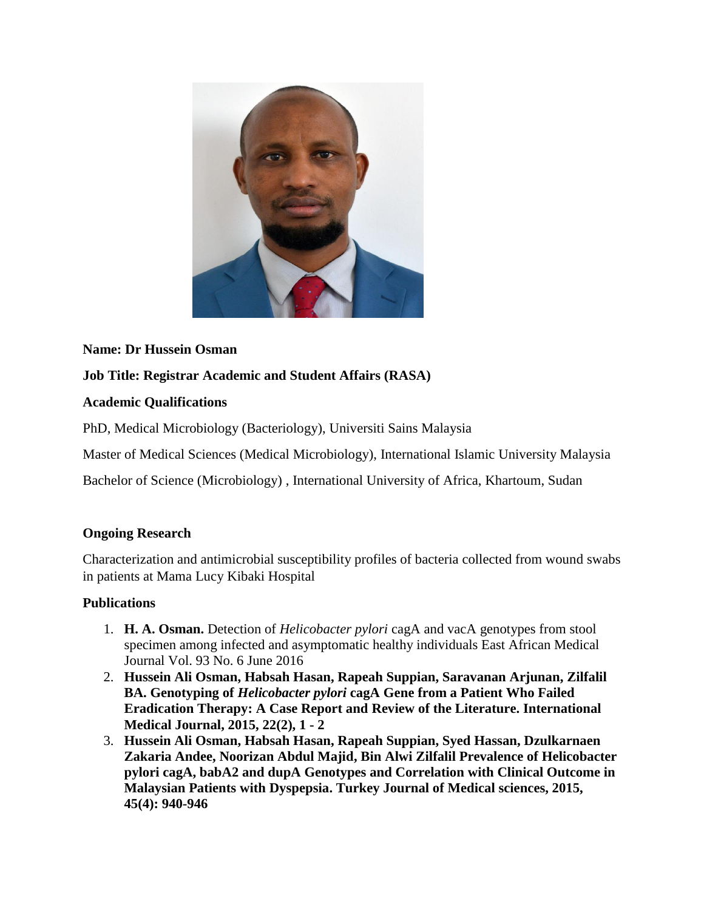**Name: Dr Hussein Osman**

**Job Title: Registrar Academic and Student Affairs (RASA)**

**Academic Qualifications**

PhD, Medical Microbiology (Bacteriology), Universiti Sains Malaysia

Master of Medical Sciences (Medical Microbiology), International Islamic University Malaysia

Bachelor of Science (Microbiology) , International University of Africa, Khartoum, Sudan

**Ongoing Research**

Characterization and antimicrobial susceptibility profiles of bacteria collected from wound swabs in patients at Mama Lucy Kibaki Hospital

**Publications**

1. **H. A. Osman.** Detection of *Helicobacter pylori* cagA and vacA genotypes from stool specimen among infected and asymptomatic healthy individuals East African Medical Journal Vol. 93 No. 6 June 2016
2. **Hussein Ali Osman, Habsah Hasan, Rapeah Suppian, Saravanan Arjunan, Zilfalil BA. Genotyping of *Helicobacter pylori* cagA Gene from a Patient Who Failed Eradication Therapy: A Case Report and Review of the Literature. International Medical Journal, 2015, 22(2), 1 - 2**
3. **Hussein Ali Osman, Habsah Hasan, Rapeah Suppian, Syed Hassan, Dzulkarnaen Zakaria Andee, Noorizan Abdul Majid, Bin Alwi Zilfalil Prevalence of Helicobacter pylori cagA, babA2 and dupA Genotypes and Correlation with Clinical Outcome in Malaysian Patients with Dyspepsia. Turkey Journal of Medical sciences, 2015, 45(4): 940-946**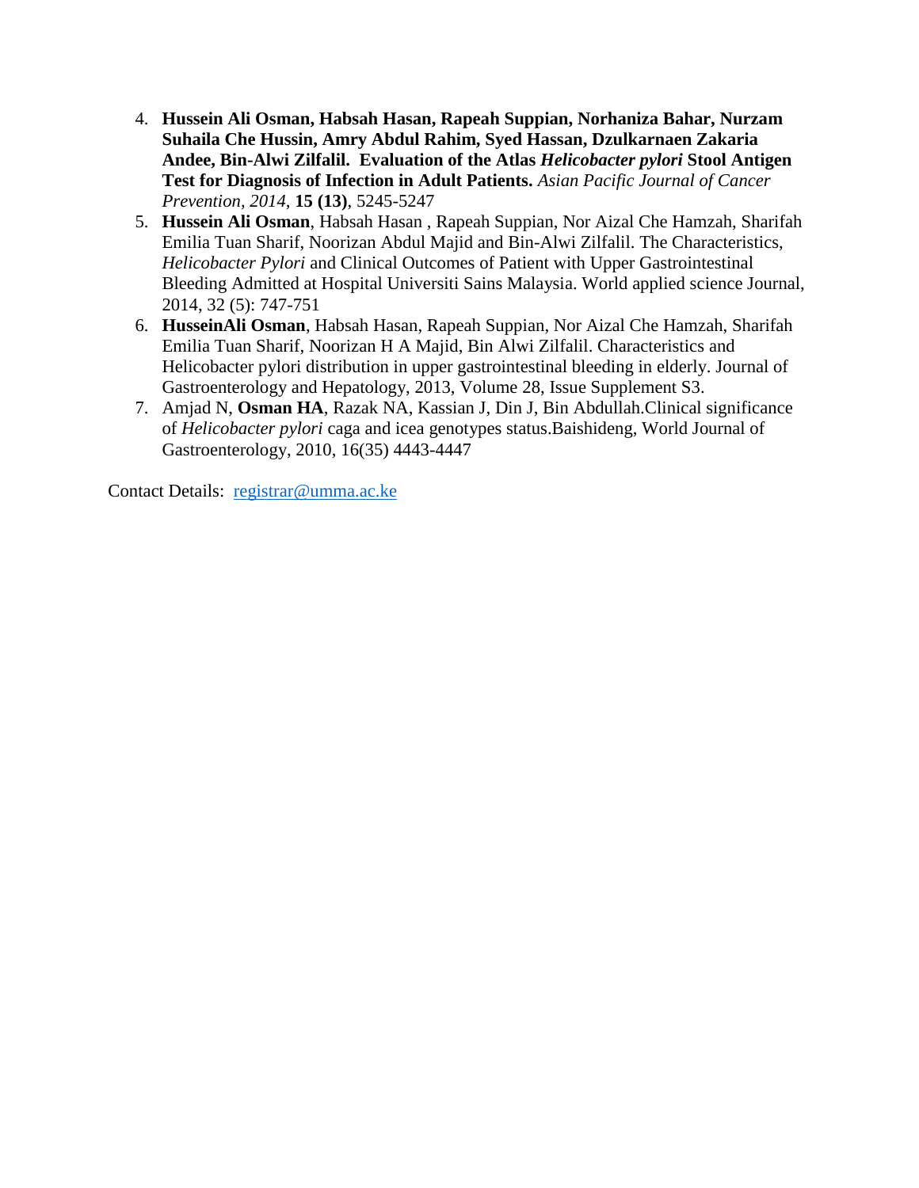4. **Hussein Ali Osman, Habsah Hasan, Rapeah Suppian, Norhaniza Bahar, Nurzam Suhaila Che Hussin, Amry Abdul Rahim, Syed Hassan, Dzulkarnaen Zakaria Andee, Bin-Alwi Zilfalil. Evaluation of the Atlas *Helicobacter pylori* Stool Antigen Test for Diagnosis of Infection in Adult Patients.** *Asian Pacific Journal of Cancer Prevention, 2014,* **15 (13)**, 5245-5247
5. **Hussein Ali Osman**, Habsah Hasan , Rapeah Suppian, Nor Aizal Che Hamzah, Sharifah Emilia Tuan Sharif, Noorizan Abdul Majid and Bin-Alwi Zilfalil. The Characteristics, *Helicobacter Pylori* and Clinical Outcomes of Patient with Upper Gastrointestinal Bleeding Admitted at Hospital Universiti Sains Malaysia. World applied science Journal, 2014, 32 (5): 747-751
6. **HusseinAli Osman**, Habsah Hasan, Rapeah Suppian, Nor Aizal Che Hamzah, Sharifah Emilia Tuan Sharif, Noorizan H A Majid, Bin Alwi Zilfalil. Characteristics and Helicobacter pylori distribution in upper gastrointestinal bleeding in elderly. Journal of Gastroenterology and Hepatology, 2013, Volume 28, Issue Supplement S3.
7. Amjad N, **Osman HA**, Razak NA, Kassian J, Din J, Bin Abdullah.Clinical significance of *Helicobacter pylori* caga and icea genotypes status.Baishideng, World Journal of Gastroenterology, 2010, 16(35) 4443-4447

Contact Details: registrar@umma.ac.ke